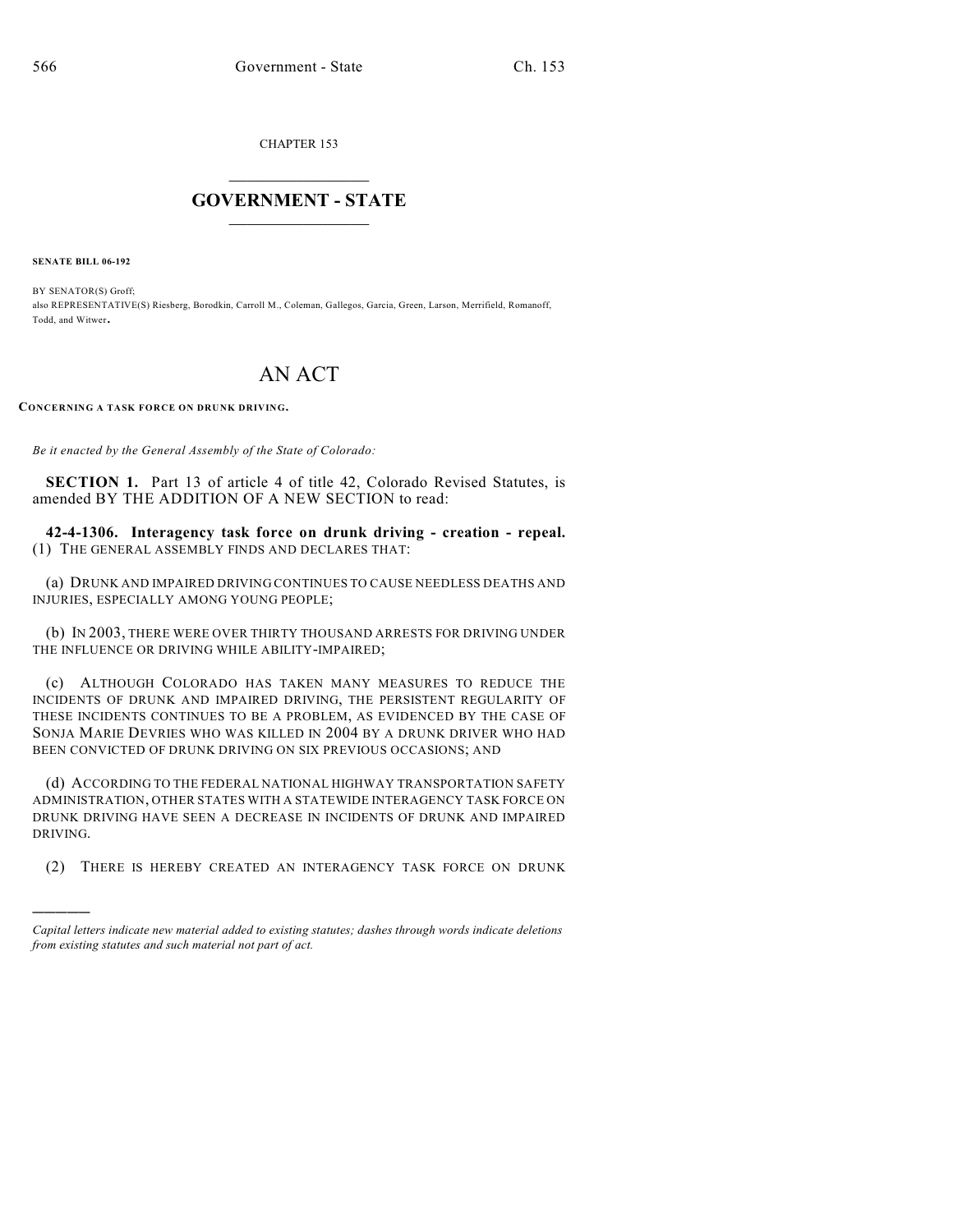CHAPTER 153

# GOVERNMENT - STATE

**SENATE BILL 06-192**

BY SENATOR(S) Groff;
also REPRESENTATIVE(S) Riesberg, Borodkin, Carroll M., Coleman, Gallegos, Garcia, Green, Larson, Merrifield, Romanoff, Todd, and Witwer.

# AN ACT

**CONCERNING A TASK FORCE ON DRUNK DRIVING.**

*Be it enacted by the General Assembly of the State of Colorado:*

**SECTION 1.** Part 13 of article 4 of title 42, Colorado Revised Statutes, is amended BY THE ADDITION OF A NEW SECTION to read:

**42-4-1306. Interagency task force on drunk driving - creation - repeal.** (1) THE GENERAL ASSEMBLY FINDS AND DECLARES THAT:

(a) DRUNK AND IMPAIRED DRIVING CONTINUES TO CAUSE NEEDLESS DEATHS AND INJURIES, ESPECIALLY AMONG YOUNG PEOPLE;

(b) IN 2003, THERE WERE OVER THIRTY THOUSAND ARRESTS FOR DRIVING UNDER THE INFLUENCE OR DRIVING WHILE ABILITY-IMPAIRED;

(c) ALTHOUGH COLORADO HAS TAKEN MANY MEASURES TO REDUCE THE INCIDENTS OF DRUNK AND IMPAIRED DRIVING, THE PERSISTENT REGULARITY OF THESE INCIDENTS CONTINUES TO BE A PROBLEM, AS EVIDENCED BY THE CASE OF SONJA MARIE DEVRIES WHO WAS KILLED IN 2004 BY A DRUNK DRIVER WHO HAD BEEN CONVICTED OF DRUNK DRIVING ON SIX PREVIOUS OCCASIONS; AND

(d) ACCORDING TO THE FEDERAL NATIONAL HIGHWAY TRANSPORTATION SAFETY ADMINISTRATION, OTHER STATES WITH A STATEWIDE INTERAGENCY TASK FORCE ON DRUNK DRIVING HAVE SEEN A DECREASE IN INCIDENTS OF DRUNK AND IMPAIRED DRIVING.

(2) THERE IS HEREBY CREATED AN INTERAGENCY TASK FORCE ON DRUNK

---

*Capital letters indicate new material added to existing statutes; dashes through words indicate deletions from existing statutes and such material not part of act.*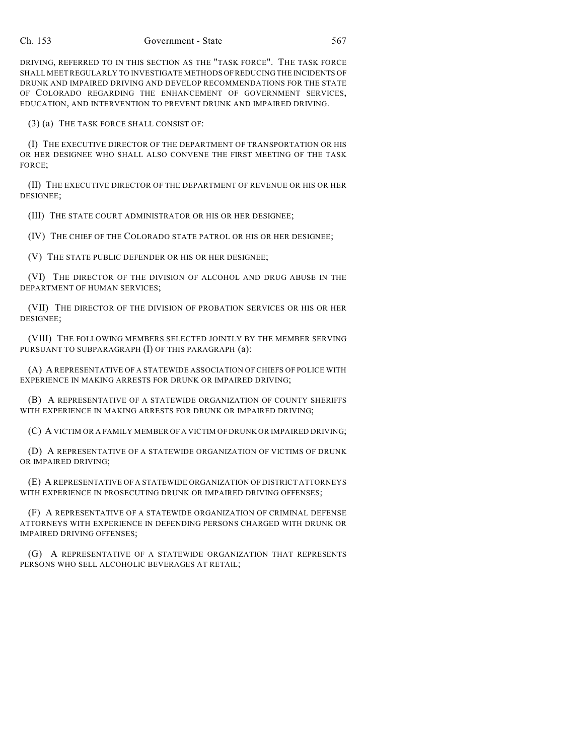DRIVING, REFERRED TO IN THIS SECTION AS THE "TASK FORCE". THE TASK FORCE SHALL MEET REGULARLY TO INVESTIGATE METHODS OF REDUCING THE INCIDENTS OF DRUNK AND IMPAIRED DRIVING AND DEVELOP RECOMMENDATIONS FOR THE STATE OF COLORADO REGARDING THE ENHANCEMENT OF GOVERNMENT SERVICES, EDUCATION, AND INTERVENTION TO PREVENT DRUNK AND IMPAIRED DRIVING.

(3) (a) THE TASK FORCE SHALL CONSIST OF:

(I) THE EXECUTIVE DIRECTOR OF THE DEPARTMENT OF TRANSPORTATION OR HIS OR HER DESIGNEE WHO SHALL ALSO CONVENE THE FIRST MEETING OF THE TASK FORCE;

(II) THE EXECUTIVE DIRECTOR OF THE DEPARTMENT OF REVENUE OR HIS OR HER DESIGNEE;

(III) THE STATE COURT ADMINISTRATOR OR HIS OR HER DESIGNEE;

(IV) THE CHIEF OF THE COLORADO STATE PATROL OR HIS OR HER DESIGNEE;

(V) THE STATE PUBLIC DEFENDER OR HIS OR HER DESIGNEE;

(VI) THE DIRECTOR OF THE DIVISION OF ALCOHOL AND DRUG ABUSE IN THE DEPARTMENT OF HUMAN SERVICES;

(VII) THE DIRECTOR OF THE DIVISION OF PROBATION SERVICES OR HIS OR HER DESIGNEE;

(VIII) THE FOLLOWING MEMBERS SELECTED JOINTLY BY THE MEMBER SERVING PURSUANT TO SUBPARAGRAPH (I) OF THIS PARAGRAPH (a):

(A) A REPRESENTATIVE OF A STATEWIDE ASSOCIATION OF CHIEFS OF POLICE WITH EXPERIENCE IN MAKING ARRESTS FOR DRUNK OR IMPAIRED DRIVING;

(B) A REPRESENTATIVE OF A STATEWIDE ORGANIZATION OF COUNTY SHERIFFS WITH EXPERIENCE IN MAKING ARRESTS FOR DRUNK OR IMPAIRED DRIVING;

(C) A VICTIM OR A FAMILY MEMBER OF A VICTIM OF DRUNK OR IMPAIRED DRIVING;

(D) A REPRESENTATIVE OF A STATEWIDE ORGANIZATION OF VICTIMS OF DRUNK OR IMPAIRED DRIVING;

(E) A REPRESENTATIVE OF A STATEWIDE ORGANIZATION OF DISTRICT ATTORNEYS WITH EXPERIENCE IN PROSECUTING DRUNK OR IMPAIRED DRIVING OFFENSES;

(F) A REPRESENTATIVE OF A STATEWIDE ORGANIZATION OF CRIMINAL DEFENSE ATTORNEYS WITH EXPERIENCE IN DEFENDING PERSONS CHARGED WITH DRUNK OR IMPAIRED DRIVING OFFENSES;

(G) A REPRESENTATIVE OF A STATEWIDE ORGANIZATION THAT REPRESENTS PERSONS WHO SELL ALCOHOLIC BEVERAGES AT RETAIL;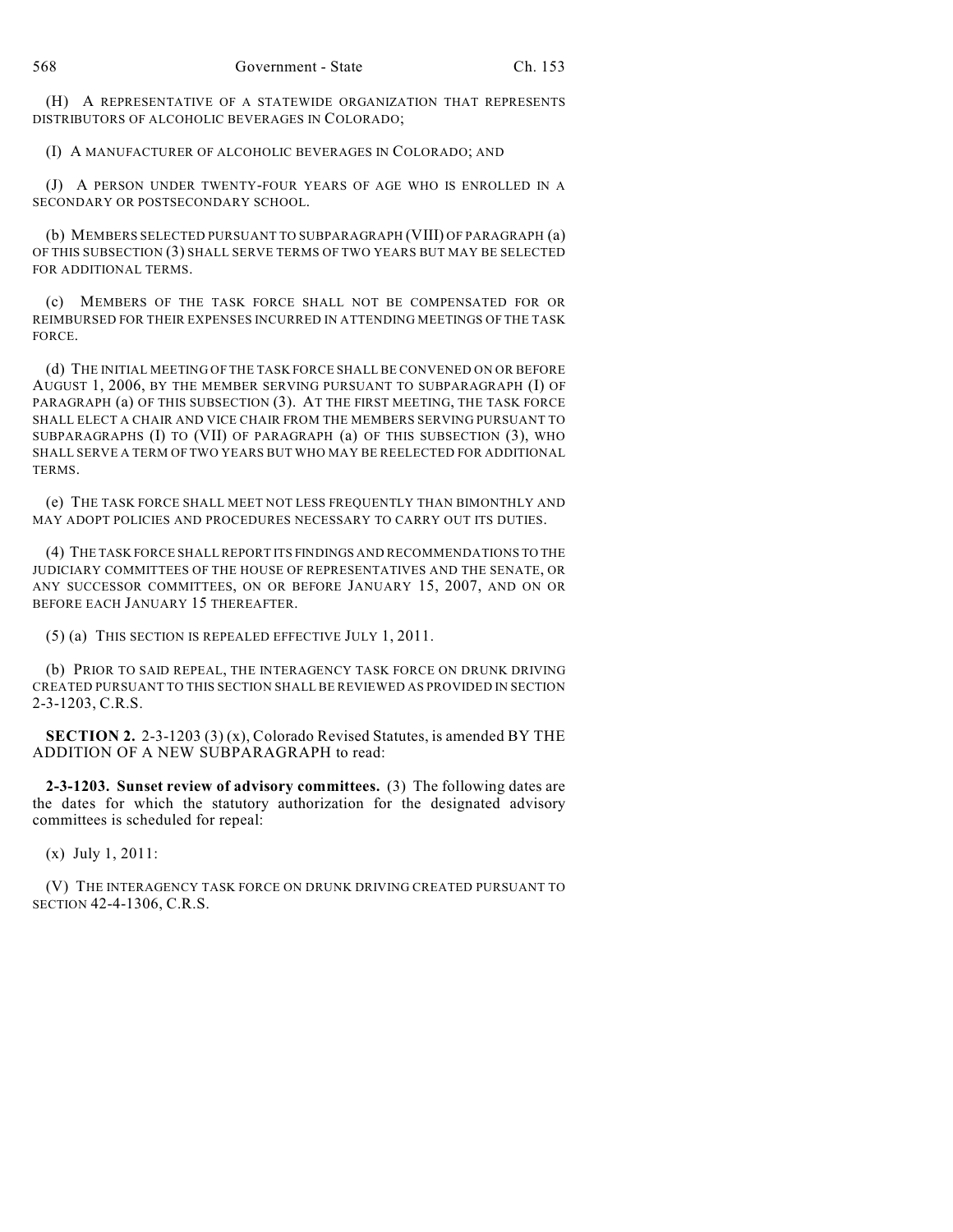(H) A REPRESENTATIVE OF A STATEWIDE ORGANIZATION THAT REPRESENTS DISTRIBUTORS OF ALCOHOLIC BEVERAGES IN COLORADO;

(I) A MANUFACTURER OF ALCOHOLIC BEVERAGES IN COLORADO; AND

(J) A PERSON UNDER TWENTY-FOUR YEARS OF AGE WHO IS ENROLLED IN A SECONDARY OR POSTSECONDARY SCHOOL.

(b) MEMBERS SELECTED PURSUANT TO SUBPARAGRAPH (VIII) OF PARAGRAPH (a) OF THIS SUBSECTION (3) SHALL SERVE TERMS OF TWO YEARS BUT MAY BE SELECTED FOR ADDITIONAL TERMS.

(c) MEMBERS OF THE TASK FORCE SHALL NOT BE COMPENSATED FOR OR REIMBURSED FOR THEIR EXPENSES INCURRED IN ATTENDING MEETINGS OF THE TASK FORCE.

(d) THE INITIAL MEETING OF THE TASK FORCE SHALL BE CONVENED ON OR BEFORE AUGUST 1, 2006, BY THE MEMBER SERVING PURSUANT TO SUBPARAGRAPH (I) OF PARAGRAPH (a) OF THIS SUBSECTION (3). AT THE FIRST MEETING, THE TASK FORCE SHALL ELECT A CHAIR AND VICE CHAIR FROM THE MEMBERS SERVING PURSUANT TO SUBPARAGRAPHS (I) TO (VII) OF PARAGRAPH (a) OF THIS SUBSECTION (3), WHO SHALL SERVE A TERM OF TWO YEARS BUT WHO MAY BE REELECTED FOR ADDITIONAL TERMS.

(e) THE TASK FORCE SHALL MEET NOT LESS FREQUENTLY THAN BIMONTHLY AND MAY ADOPT POLICIES AND PROCEDURES NECESSARY TO CARRY OUT ITS DUTIES.

(4) THE TASK FORCE SHALL REPORT ITS FINDINGS AND RECOMMENDATIONS TO THE JUDICIARY COMMITTEES OF THE HOUSE OF REPRESENTATIVES AND THE SENATE, OR ANY SUCCESSOR COMMITTEES, ON OR BEFORE JANUARY 15, 2007, AND ON OR BEFORE EACH JANUARY 15 THEREAFTER.

(5) (a) THIS SECTION IS REPEALED EFFECTIVE JULY 1, 2011.

(b) PRIOR TO SAID REPEAL, THE INTERAGENCY TASK FORCE ON DRUNK DRIVING CREATED PURSUANT TO THIS SECTION SHALL BE REVIEWED AS PROVIDED IN SECTION 2-3-1203, C.R.S.

**SECTION 2.** 2-3-1203 (3) (x), Colorado Revised Statutes, is amended BY THE ADDITION OF A NEW SUBPARAGRAPH to read:

**2-3-1203. Sunset review of advisory committees.** (3) The following dates are the dates for which the statutory authorization for the designated advisory committees is scheduled for repeal:

(x) July 1, 2011:

(V) THE INTERAGENCY TASK FORCE ON DRUNK DRIVING CREATED PURSUANT TO SECTION 42-4-1306, C.R.S.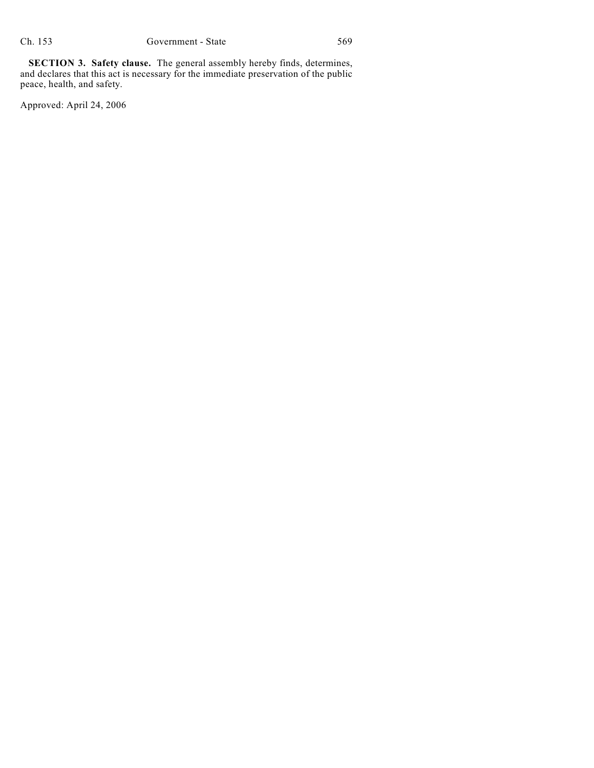**SECTION 3. Safety clause.** The general assembly hereby finds, determines, and declares that this act is necessary for the immediate preservation of the public peace, health, and safety.

Approved: April 24, 2006